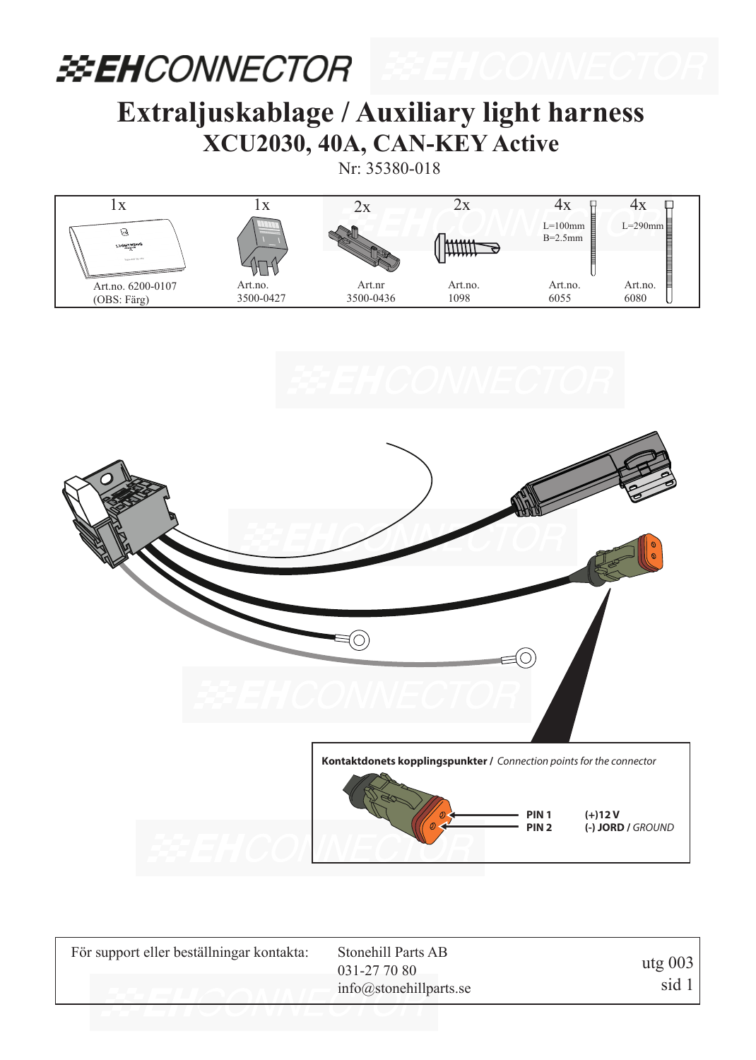# Extraljuskablage / Auxiliary light harness

## XCU2030, 40A, CAN-KEY Active

Nr: 35380-018

| 1x | 1x | 2x | 2x | 4x | 4x |
|---|---|---|---|---|---|
| | | | | L=100mm B=2.5mm | L=290mm |
| Art.no. 6200-0107 (OBS: Färg) | Art.no. 3500-0427 | Art.nr 3500-0436 | Art.no. 1098 | Art.no. 6055 | Art.no. 6080 |

**Kontaktdonets kopplingspunkter /** *Connection points for the connector*

| | |
|---|---|
| **PIN 1** | **(+)12 V** |
| **PIN 2** | **(-) JORD /** *GROUND* |

För support eller beställningar kontakta: Stonehill Parts AB  
031-27 70 80  
info@stonehillparts.se

utg 003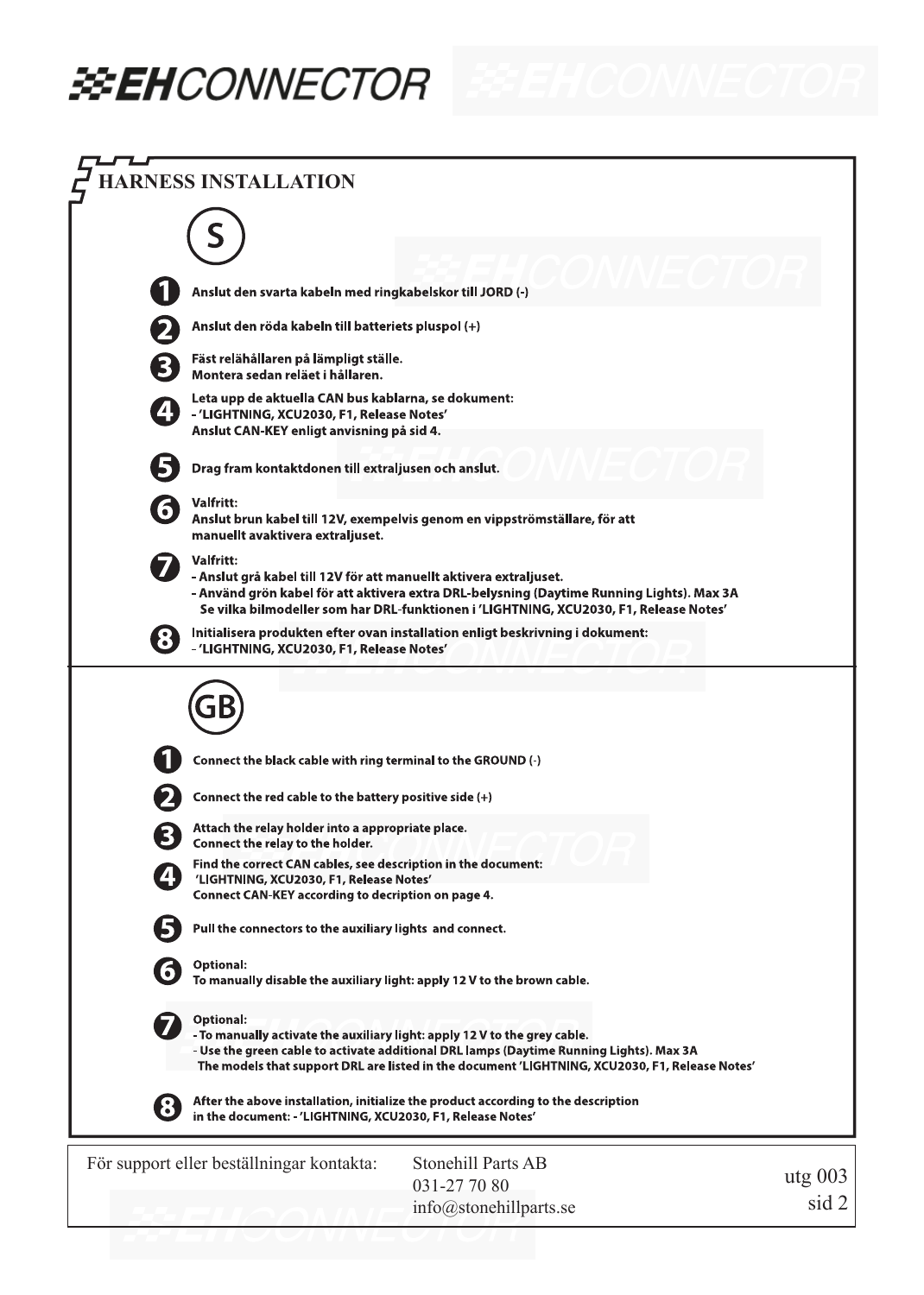# HARNESS INSTALLATION

## S

1. Anslut den svarta kabeln med ringkabelskor till JORD (-)
2. Anslut den röda kabeln till batteriets pluspol (+)
3. Fäst relähållaren på lämpligt ställe.
   Montera sedan reläet i hållaren.
4. Leta upp de aktuella CAN bus kablarna, se dokument:
   - 'LIGHTNING, XCU2030, F1, Release Notes'
   Anslut CAN-KEY enligt anvisning på sid 4.
5. Drag fram kontaktdonen till extraljusen och anslut.
6. Valfritt:
   Anslut brun kabel till 12V, exempelvis genom en vippströmställare, för att manuellt avaktivera extraljuset.
7. Valfritt:
   - Anslut grå kabel till 12V för att manuellt aktivera extraljuset.
   - Använd grön kabel för att aktivera extra DRL-belysning (Daytime Running Lights). Max 3A
     Se vilka bilmodeller som har DRL-funktionen i 'LIGHTNING, XCU2030, F1, Release Notes'
8. Initialisera produkten efter ovan installation enligt beskrivning i dokument:
   - 'LIGHTNING, XCU2030, F1, Release Notes'

## GB

1. Connect the black cable with ring terminal to the GROUND (-)
2. Connect the red cable to the battery positive side (+)
3. Attach the relay holder into a appropriate place.
   Connect the relay to the holder.
4. Find the correct CAN cables, see description in the document:
   'LIGHTNING, XCU2030, F1, Release Notes'
   Connect CAN-KEY according to decription on page 4.
5. Pull the connectors to the auxiliary lights and connect.
6. Optional:
   To manually disable the auxiliary light: apply 12 V to the brown cable.
7. Optional:
   - To manually activate the auxiliary light: apply 12 V to the grey cable.
   - Use the green cable to activate additional DRL lamps (Daytime Running Lights). Max 3A
     The models that support DRL are listed in the document 'LIGHTNING, XCU2030, F1, Release Notes'
8. After the above installation, initialize the product according to the description in the document: - 'LIGHTNING, XCU2030, F1, Release Notes'

För support eller beställningar kontakta: Stonehill Parts AB
031-27 70 80
info@stonehillparts.se

utg 003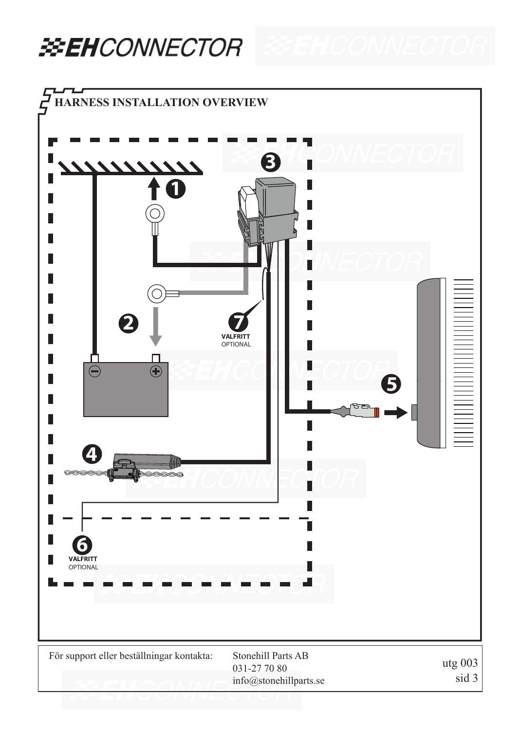# EHCONNECTOR

## HARNESS INSTALLATION OVERVIEW

❶

❷

❸

❹

❺

❻ VALFRITT OPTIONAL

❼ VALFRITT OPTIONAL

För support eller beställningar kontakta: Stonehill Parts AB
031-27 70 80
info@stonehillparts.se

utg 003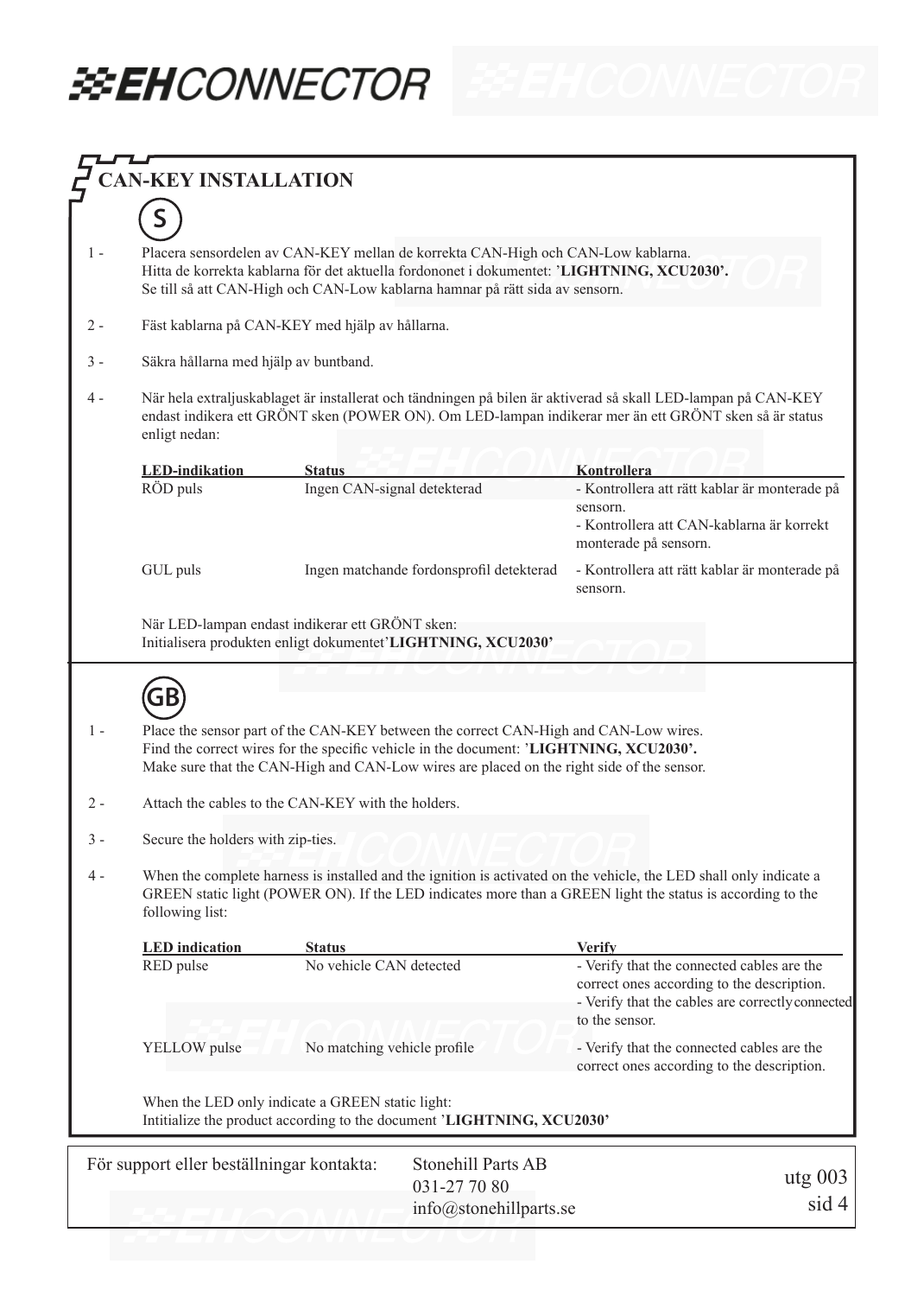# EHCONNECTOR

## CAN-KEY INSTALLATION

### S

1 - Placera sensordelen av CAN-KEY mellan de korrekta CAN-High och CAN-Low kablarna.
Hitta de korrekta kablarna för det aktuella fordononet i dokumentet: **'LIGHTNING, XCU2030'.**
Se till så att CAN-High och CAN-Low kablarna hamnar på rätt sida av sensorn.

2 - Fäst kablarna på CAN-KEY med hjälp av hållarna.

3 - Säkra hållarna med hjälp av buntband.

4 - När hela extraljuskablaget är installerat och tändningen på bilen är aktiverad så skall LED-lampan på CAN-KEY endast indikera ett GRÖNT sken (POWER ON). Om LED-lampan indikerar mer än ett GRÖNT sken så är status enligt nedan:

| LED-indikation | Status | Kontrollera |
|---|---|---|
| RÖD puls | Ingen CAN-signal detekterad | - Kontrollera att rätt kablar är monterade på sensorn.<br>- Kontrollera att CAN-kablarna är korrekt monterade på sensorn. |
| GUL puls | Ingen matchande fordonsprofil detekterad | - Kontrollera att rätt kablar är monterade på sensorn. |

När LED-lampan endast indikerar ett GRÖNT sken:
Initialisera produkten enligt dokumentet **'LIGHTNING, XCU2030'**

### GB

1 - Place the sensor part of the CAN-KEY between the correct CAN-High and CAN-Low wires.
Find the correct wires for the specific vehicle in the document: **'LIGHTNING, XCU2030'.**
Make sure that the CAN-High and CAN-Low wires are placed on the right side of the sensor.

2 - Attach the cables to the CAN-KEY with the holders.

3 - Secure the holders with zip-ties.

4 - When the complete harness is installed and the ignition is activated on the vehicle, the LED shall only indicate a GREEN static light (POWER ON). If the LED indicates more than a GREEN light the status is according to the following list:

| LED indication | Status | Verify |
|---|---|---|
| RED pulse | No vehicle CAN detected | - Verify that the connected cables are the correct ones according to the description.<br>- Verify that the cables are correctly connected to the sensor. |
| YELLOW pulse | No matching vehicle profile | - Verify that the connected cables are the correct ones according to the description. |

When the LED only indicate a GREEN static light:
Intitialize the product according to the document **'LIGHTNING, XCU2030'**

För support eller beställningar kontakta: Stonehill Parts AB
031-27 70 80
info@stonehillparts.se

utg 003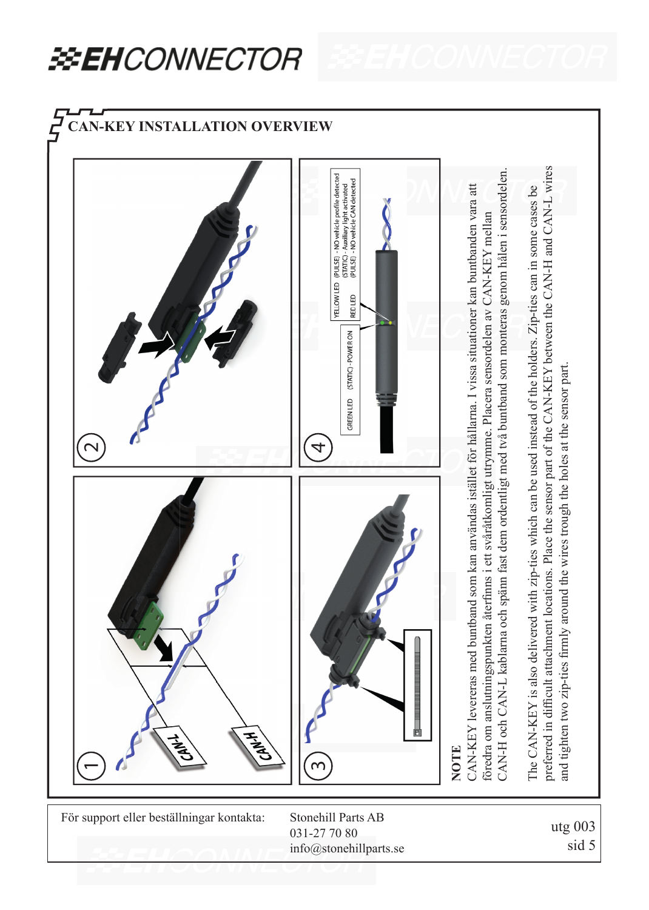# CAN-KEY INSTALLATION OVERVIEW

1

CAN-L

CAN-H

2

3

4

GREEN LED (STATIC) - POWER ON

YELLOW LED (PULSE) - NO vehicle profile detected
(STATIC) - Auxiliary light activated

RED LED (PULSE) - NO vehicle CAN detected

**NOTE**

CAN-KEY levereras med buntband som kan användas istället för hållarna. I vissa situationer kan buntbanden vara att föredra om anslutningspunkten återfinns i ett svåråtkomligt utrymme. Placera sensordelen av CAN-KEY mellan CAN-H och CAN-L kablarna och spänn fast dem ordentligt med två buntband som monteras genom hålen i sensordelen.

The CAN-KEY is also delivered with zip-ties which can be used instead of the holders. Zip-ties can in some cases be preferred in difficult attachment locations. Place the sensor part of the CAN-KEY between the CAN-H and CAN-L wires and tighten two zip-ties firmly around the wires trough the holes at the sensor part.

För support eller beställningar kontakta: Stonehill Parts AB
031-27 70 80
info@stonehillparts.se

utg 003